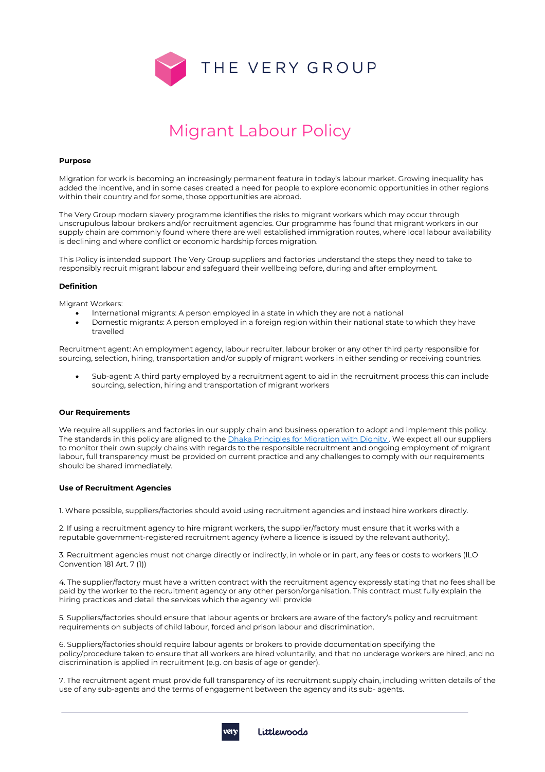THE VERY GROUP

# Migrant Labour Policy

**Purpose**

Migration for work is becoming an increasingly permanent feature in today's labour market. Growing inequality has added the incentive, and in some cases created a need for people to explore economic opportunities in other regions within their country and for some, those opportunities are abroad.

The Very Group modern slavery programme identifies the risks to migrant workers which may occur through unscrupulous labour brokers and/or recruitment agencies. Our programme has found that migrant workers in our supply chain are commonly found where there are well established immigration routes, where local labour availability is declining and where conflict or economic hardship forces migration.

This Policy is intended support The Very Group suppliers and factories understand the steps they need to take to responsibly recruit migrant labour and safeguard their wellbeing before, during and after employment.

**Definition**

Migrant Workers:

- International migrants: A person employed in a state in which they are not a national
- Domestic migrants: A person employed in a foreign region within their national state to which they have travelled

Recruitment agent: An employment agency, labour recruiter, labour broker or any other third party responsible for sourcing, selection, hiring, transportation and/or supply of migrant workers in either sending or receiving countries.

- Sub-agent: A third party employed by a recruitment agent to aid in the recruitment process this can include sourcing, selection, hiring and transportation of migrant workers

**Our Requirements**

We require all suppliers and factories in our supply chain and business operation to adopt and implement this policy. The standards in this policy are aligned to the [Dhaka Principles for Migration with Dignity](). We expect all our suppliers to monitor their own supply chains with regards to the responsible recruitment and ongoing employment of migrant labour, full transparency must be provided on current practice and any challenges to comply with our requirements should be shared immediately.

**Use of Recruitment Agencies**

1. Where possible, suppliers/factories should avoid using recruitment agencies and instead hire workers directly.

2. If using a recruitment agency to hire migrant workers, the supplier/factory must ensure that it works with a reputable government-registered recruitment agency (where a licence is issued by the relevant authority).

3. Recruitment agencies must not charge directly or indirectly, in whole or in part, any fees or costs to workers (ILO Convention 181 Art. 7 (1))

4. The supplier/factory must have a written contract with the recruitment agency expressly stating that no fees shall be paid by the worker to the recruitment agency or any other person/organisation. This contract must fully explain the hiring practices and detail the services which the agency will provide

5. Suppliers/factories should ensure that labour agents or brokers are aware of the factory's policy and recruitment requirements on subjects of child labour, forced and prison labour and discrimination.

6. Suppliers/factories should require labour agents or brokers to provide documentation specifying the policy/procedure taken to ensure that all workers are hired voluntarily, and that no underage workers are hired, and no discrimination is applied in recruitment (e.g. on basis of age or gender).

7. The recruitment agent must provide full transparency of its recruitment supply chain, including written details of the use of any sub-agents and the terms of engagement between the agency and its sub- agents.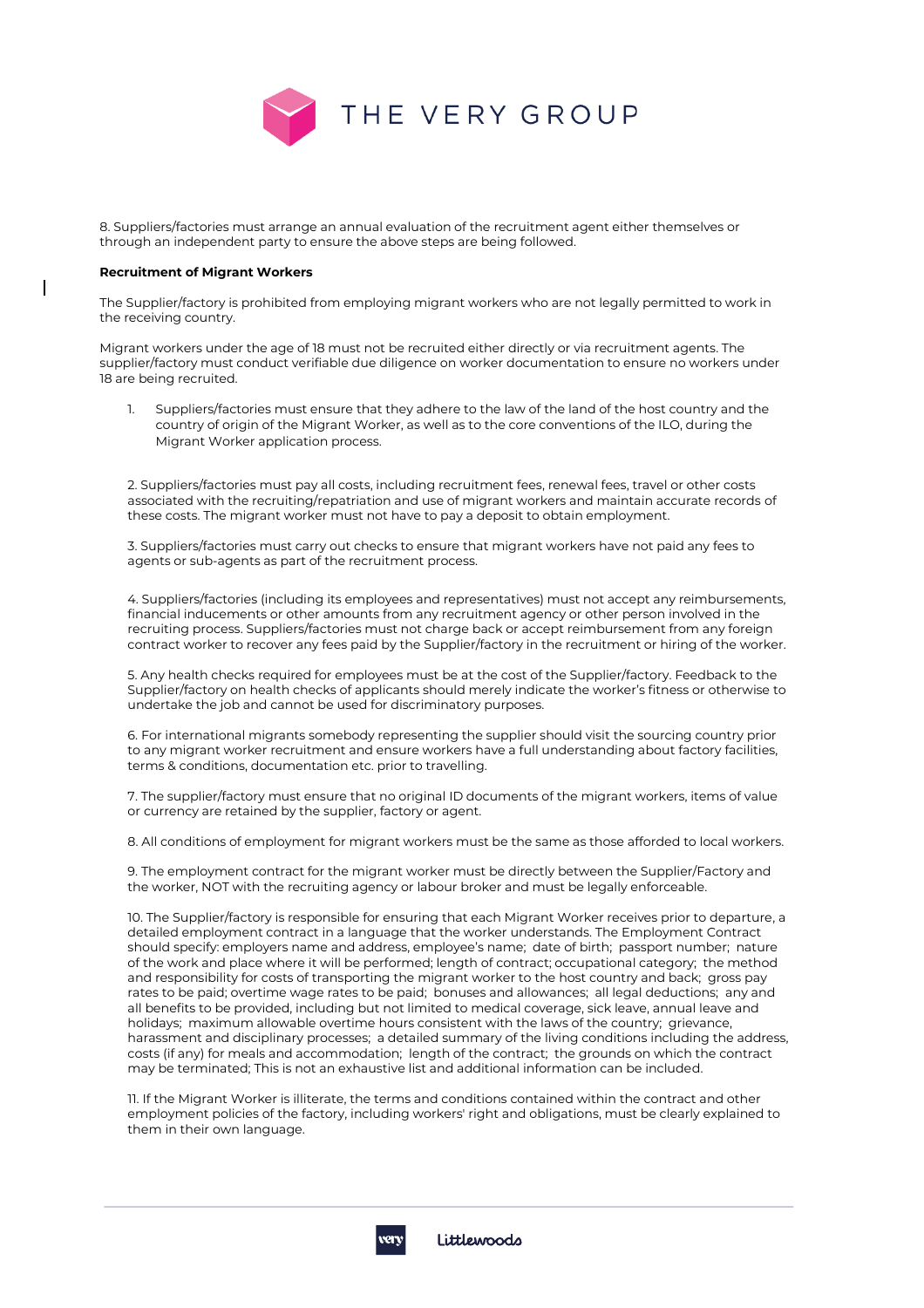8. Suppliers/factories must arrange an annual evaluation of the recruitment agent either themselves or through an independent party to ensure the above steps are being followed.

**Recruitment of Migrant Workers**

The Supplier/factory is prohibited from employing migrant workers who are not legally permitted to work in the receiving country.

Migrant workers under the age of 18 must not be recruited either directly or via recruitment agents. The supplier/factory must conduct verifiable due diligence on worker documentation to ensure no workers under 18 are being recruited.

1. Suppliers/factories must ensure that they adhere to the law of the land of the host country and the country of origin of the Migrant Worker, as well as to the core conventions of the ILO, during the Migrant Worker application process.

2. Suppliers/factories must pay all costs, including recruitment fees, renewal fees, travel or other costs associated with the recruiting/repatriation and use of migrant workers and maintain accurate records of these costs. The migrant worker must not have to pay a deposit to obtain employment.

3. Suppliers/factories must carry out checks to ensure that migrant workers have not paid any fees to agents or sub-agents as part of the recruitment process.

4. Suppliers/factories (including its employees and representatives) must not accept any reimbursements, financial inducements or other amounts from any recruitment agency or other person involved in the recruiting process. Suppliers/factories must not charge back or accept reimbursement from any foreign contract worker to recover any fees paid by the Supplier/factory in the recruitment or hiring of the worker.

5. Any health checks required for employees must be at the cost of the Supplier/factory. Feedback to the Supplier/factory on health checks of applicants should merely indicate the worker's fitness or otherwise to undertake the job and cannot be used for discriminatory purposes.

6. For international migrants somebody representing the supplier should visit the sourcing country prior to any migrant worker recruitment and ensure workers have a full understanding about factory facilities, terms & conditions, documentation etc. prior to travelling.

7. The supplier/factory must ensure that no original ID documents of the migrant workers, items of value or currency are retained by the supplier, factory or agent.

8. All conditions of employment for migrant workers must be the same as those afforded to local workers.

9. The employment contract for the migrant worker must be directly between the Supplier/Factory and the worker, NOT with the recruiting agency or labour broker and must be legally enforceable.

10. The Supplier/factory is responsible for ensuring that each Migrant Worker receives prior to departure, a detailed employment contract in a language that the worker understands. The Employment Contract should specify: employers name and address, employee's name; date of birth; passport number; nature of the work and place where it will be performed; length of contract; occupational category; the method and responsibility for costs of transporting the migrant worker to the host country and back; gross pay rates to be paid; overtime wage rates to be paid; bonuses and allowances; all legal deductions; any and all benefits to be provided, including but not limited to medical coverage, sick leave, annual leave and holidays; maximum allowable overtime hours consistent with the laws of the country; grievance, harassment and disciplinary processes; a detailed summary of the living conditions including the address, costs (if any) for meals and accommodation; length of the contract; the grounds on which the contract may be terminated; This is not an exhaustive list and additional information can be included.

11. If the Migrant Worker is illiterate, the terms and conditions contained within the contract and other employment policies of the factory, including workers' right and obligations, must be clearly explained to them in their own language.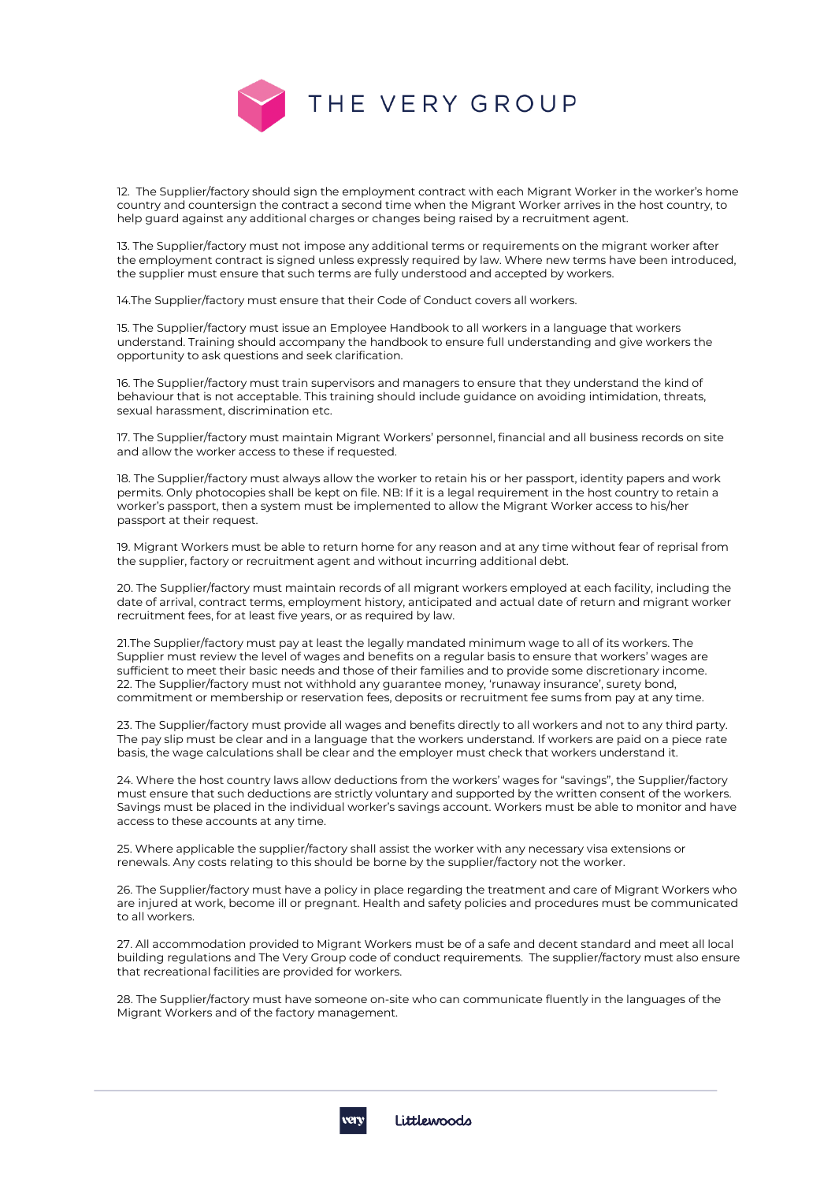12. The Supplier/factory should sign the employment contract with each Migrant Worker in the worker's home country and countersign the contract a second time when the Migrant Worker arrives in the host country, to help guard against any additional charges or changes being raised by a recruitment agent.

13. The Supplier/factory must not impose any additional terms or requirements on the migrant worker after the employment contract is signed unless expressly required by law. Where new terms have been introduced, the supplier must ensure that such terms are fully understood and accepted by workers.

14.The Supplier/factory must ensure that their Code of Conduct covers all workers.

15. The Supplier/factory must issue an Employee Handbook to all workers in a language that workers understand. Training should accompany the handbook to ensure full understanding and give workers the opportunity to ask questions and seek clarification.

16. The Supplier/factory must train supervisors and managers to ensure that they understand the kind of behaviour that is not acceptable. This training should include guidance on avoiding intimidation, threats, sexual harassment, discrimination etc.

17. The Supplier/factory must maintain Migrant Workers' personnel, financial and all business records on site and allow the worker access to these if requested.

18. The Supplier/factory must always allow the worker to retain his or her passport, identity papers and work permits. Only photocopies shall be kept on file. NB: If it is a legal requirement in the host country to retain a worker's passport, then a system must be implemented to allow the Migrant Worker access to his/her passport at their request.

19. Migrant Workers must be able to return home for any reason and at any time without fear of reprisal from the supplier, factory or recruitment agent and without incurring additional debt.

20. The Supplier/factory must maintain records of all migrant workers employed at each facility, including the date of arrival, contract terms, employment history, anticipated and actual date of return and migrant worker recruitment fees, for at least five years, or as required by law.

21.The Supplier/factory must pay at least the legally mandated minimum wage to all of its workers. The Supplier must review the level of wages and benefits on a regular basis to ensure that workers' wages are sufficient to meet their basic needs and those of their families and to provide some discretionary income.
22. The Supplier/factory must not withhold any guarantee money, 'runaway insurance', surety bond, commitment or membership or reservation fees, deposits or recruitment fee sums from pay at any time.

23. The Supplier/factory must provide all wages and benefits directly to all workers and not to any third party. The pay slip must be clear and in a language that the workers understand. If workers are paid on a piece rate basis, the wage calculations shall be clear and the employer must check that workers understand it.

24. Where the host country laws allow deductions from the workers' wages for "savings", the Supplier/factory must ensure that such deductions are strictly voluntary and supported by the written consent of the workers. Savings must be placed in the individual worker's savings account. Workers must be able to monitor and have access to these accounts at any time.

25. Where applicable the supplier/factory shall assist the worker with any necessary visa extensions or renewals. Any costs relating to this should be borne by the supplier/factory not the worker.

26. The Supplier/factory must have a policy in place regarding the treatment and care of Migrant Workers who are injured at work, become ill or pregnant. Health and safety policies and procedures must be communicated to all workers.

27. All accommodation provided to Migrant Workers must be of a safe and decent standard and meet all local building regulations and The Very Group code of conduct requirements. The supplier/factory must also ensure that recreational facilities are provided for workers.

28. The Supplier/factory must have someone on-site who can communicate fluently in the languages of the Migrant Workers and of the factory management.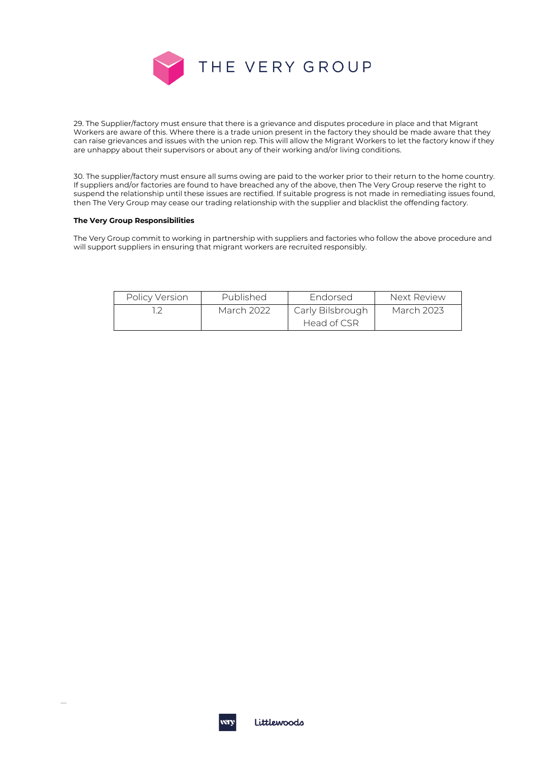29. The Supplier/factory must ensure that there is a grievance and disputes procedure in place and that Migrant Workers are aware of this. Where there is a trade union present in the factory they should be made aware that they can raise grievances and issues with the union rep. This will allow the Migrant Workers to let the factory know if they are unhappy about their supervisors or about any of their working and/or living conditions.

30. The supplier/factory must ensure all sums owing are paid to the worker prior to their return to the home country. If suppliers and/or factories are found to have breached any of the above, then The Very Group reserve the right to suspend the relationship until these issues are rectified. If suitable progress is not made in remediating issues found, then The Very Group may cease our trading relationship with the supplier and blacklist the offending factory.

**The Very Group Responsibilities**

The Very Group commit to working in partnership with suppliers and factories who follow the above procedure and will support suppliers in ensuring that migrant workers are recruited responsibly.

| Policy Version | Published | Endorsed | Next Review |
|---|---|---|---|
| 1.2 | March 2022 | Carly Bilsbrough Head of CSR | March 2023 |